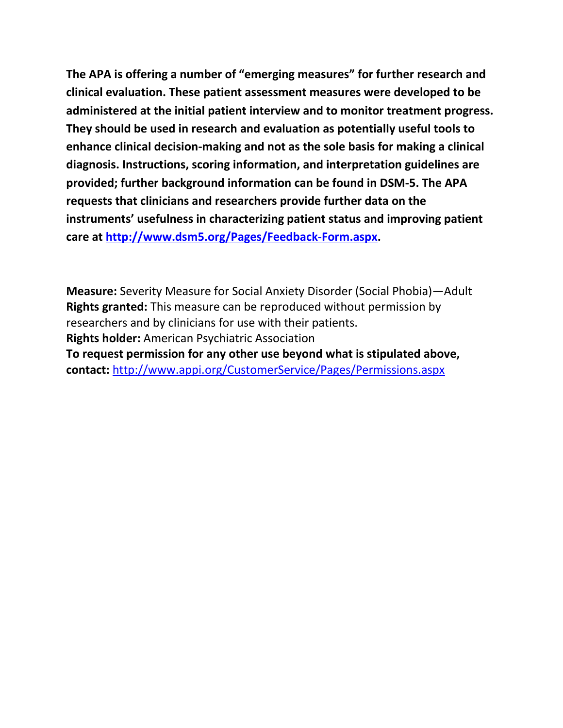**The APA is offering a number of "emerging measures" for further research and clinical evaluation. These patient assessment measures were developed to be administered at the initial patient interview and to monitor treatment progress. They should be used in research and evaluation as potentially useful tools to enhance clinical decision-making and not as the sole basis for making a clinical diagnosis. Instructions, scoring information, and interpretation guidelines are provided; further background information can be found in DSM-5. The APA requests that clinicians and researchers provide further data on the instruments' usefulness in characterizing patient status and improving patient care at [http://www.dsm5.org/Pages/Feedback-Form.aspx](http://www.dsm5.org/Pages/Feedback-Form.aspx).**

**Measure:** Severity Measure for Social Anxiety Disorder (Social Phobia)—Adult
**Rights granted:** This measure can be reproduced without permission by researchers and by clinicians for use with their patients.
**Rights holder:** American Psychiatric Association
**To request permission for any other use beyond what is stipulated above, contact:** [http://www.appi.org/CustomerService/Pages/Permissions.aspx](http://www.appi.org/CustomerService/Pages/Permissions.aspx)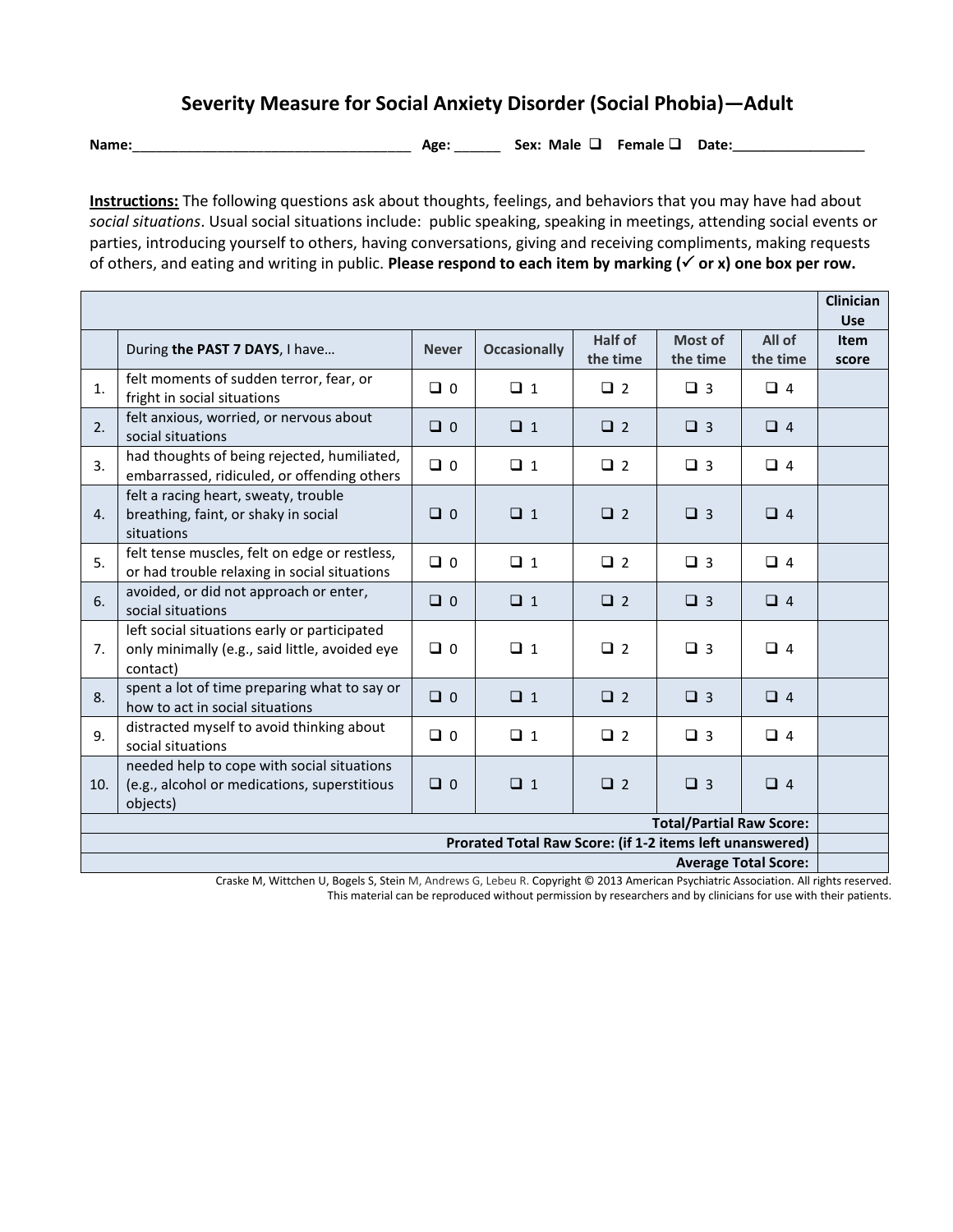# Severity Measure for Social Anxiety Disorder (Social Phobia)—Adult

**Name:**\_\_\_\_\_\_\_\_\_\_\_\_\_\_\_\_\_\_\_\_\_\_\_\_\_\_\_\_\_\_\_\_\_\_\_\_ **Age:** \_\_\_\_\_\_ **Sex: Male** ❑ **Female** ❑ **Date:**\_\_\_\_\_\_\_\_\_\_\_\_\_\_\_\_\_\_

**<u>Instructions:</u>** The following questions ask about thoughts, feelings, and behaviors that you may have had about *social situations*. Usual social situations include: public speaking, speaking in meetings, attending social events or parties, introducing yourself to others, having conversations, giving and receiving compliments, making requests of others, and eating and writing in public. **Please respond to each item by marking (✓ or x) one box per row.**

| | | | | | | | Clinician Use |
|---|---|---|---|---|---|---|---|
| | During **the PAST 7 DAYS**, I have… | Never | Occasionally | Half of the time | Most of the time | All of the time | Item score |
| 1. | felt moments of sudden terror, fear, or fright in social situations | ❑ 0 | ❑ 1 | ❑ 2 | ❑ 3 | ❑ 4 | |
| 2. | felt anxious, worried, or nervous about social situations | ❑ 0 | ❑ 1 | ❑ 2 | ❑ 3 | ❑ 4 | |
| 3. | had thoughts of being rejected, humiliated, embarrassed, ridiculed, or offending others | ❑ 0 | ❑ 1 | ❑ 2 | ❑ 3 | ❑ 4 | |
| 4. | felt a racing heart, sweaty, trouble breathing, faint, or shaky in social situations | ❑ 0 | ❑ 1 | ❑ 2 | ❑ 3 | ❑ 4 | |
| 5. | felt tense muscles, felt on edge or restless, or had trouble relaxing in social situations | ❑ 0 | ❑ 1 | ❑ 2 | ❑ 3 | ❑ 4 | |
| 6. | avoided, or did not approach or enter, social situations | ❑ 0 | ❑ 1 | ❑ 2 | ❑ 3 | ❑ 4 | |
| 7. | left social situations early or participated only minimally (e.g., said little, avoided eye contact) | ❑ 0 | ❑ 1 | ❑ 2 | ❑ 3 | ❑ 4 | |
| 8. | spent a lot of time preparing what to say or how to act in social situations | ❑ 0 | ❑ 1 | ❑ 2 | ❑ 3 | ❑ 4 | |
| 9. | distracted myself to avoid thinking about social situations | ❑ 0 | ❑ 1 | ❑ 2 | ❑ 3 | ❑ 4 | |
| 10. | needed help to cope with social situations (e.g., alcohol or medications, superstitious objects) | ❑ 0 | ❑ 1 | ❑ 2 | ❑ 3 | ❑ 4 | |
| | | | | | | **Total/Partial Raw Score:** | |
| | | | | | | **Prorated Total Raw Score: (if 1-2 items left unanswered)** | |
| | | | | | | **Average Total Score:** | |

Craske M, Wittchen U, Bogels S, Stein M, Andrews G, Lebeu R. Copyright © 2013 American Psychiatric Association. All rights reserved.
This material can be reproduced without permission by researchers and by clinicians for use with their patients.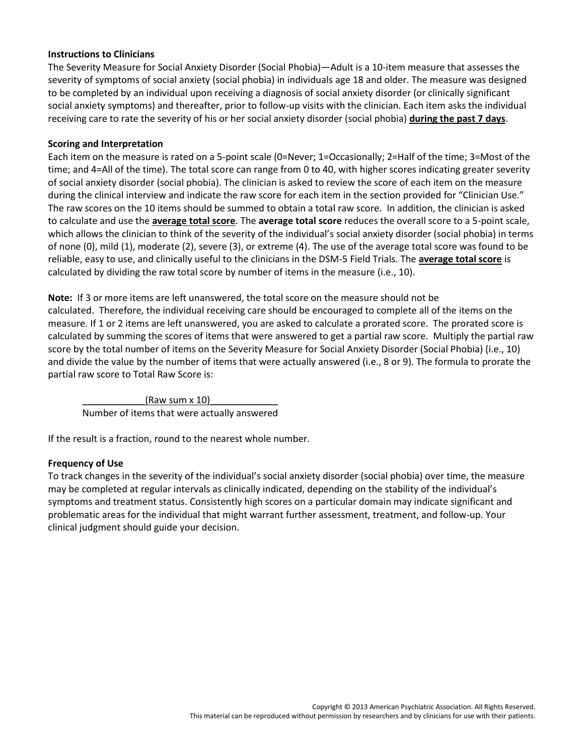**Instructions to Clinicians**

The Severity Measure for Social Anxiety Disorder (Social Phobia)—Adult is a 10-item measure that assesses the severity of symptoms of social anxiety (social phobia) in individuals age 18 and older. The measure was designed to be completed by an individual upon receiving a diagnosis of social anxiety disorder (or clinically significant social anxiety symptoms) and thereafter, prior to follow-up visits with the clinician. Each item asks the individual receiving care to rate the severity of his or her social anxiety disorder (social phobia) **during the past 7 days**.

**Scoring and Interpretation**

Each item on the measure is rated on a 5-point scale (0=Never; 1=Occasionally; 2=Half of the time; 3=Most of the time; and 4=All of the time). The total score can range from 0 to 40, with higher scores indicating greater severity of social anxiety disorder (social phobia). The clinician is asked to review the score of each item on the measure during the clinical interview and indicate the raw score for each item in the section provided for "Clinician Use." The raw scores on the 10 items should be summed to obtain a total raw score. In addition, the clinician is asked to calculate and use the **average total score**. The **average total score** reduces the overall score to a 5-point scale, which allows the clinician to think of the severity of the individual's social anxiety disorder (social phobia) in terms of none (0), mild (1), moderate (2), severe (3), or extreme (4). The use of the average total score was found to be reliable, easy to use, and clinically useful to the clinicians in the DSM-5 Field Trials. The **average total score** is calculated by dividing the raw total score by number of items in the measure (i.e., 10).

**Note:** If 3 or more items are left unanswered, the total score on the measure should not be calculated. Therefore, the individual receiving care should be encouraged to complete all of the items on the measure. If 1 or 2 items are left unanswered, you are asked to calculate a prorated score. The prorated score is calculated by summing the scores of items that were answered to get a partial raw score. Multiply the partial raw score by the total number of items on the Severity Measure for Social Anxiety Disorder (Social Phobia) (i.e., 10) and divide the value by the number of items that were actually answered (i.e., 8 or 9). The formula to prorate the partial raw score to Total Raw Score is:

$$\frac{\text{(Raw sum x 10)}}{\text{Number of items that were actually answered}}$$

If the result is a fraction, round to the nearest whole number.

**Frequency of Use**

To track changes in the severity of the individual's social anxiety disorder (social phobia) over time, the measure may be completed at regular intervals as clinically indicated, depending on the stability of the individual's symptoms and treatment status. Consistently high scores on a particular domain may indicate significant and problematic areas for the individual that might warrant further assessment, treatment, and follow-up. Your clinical judgment should guide your decision.

Copyright © 2013 American Psychiatric Association. All Rights Reserved.
This material can be reproduced without permission by researchers and by clinicians for use with their patients.